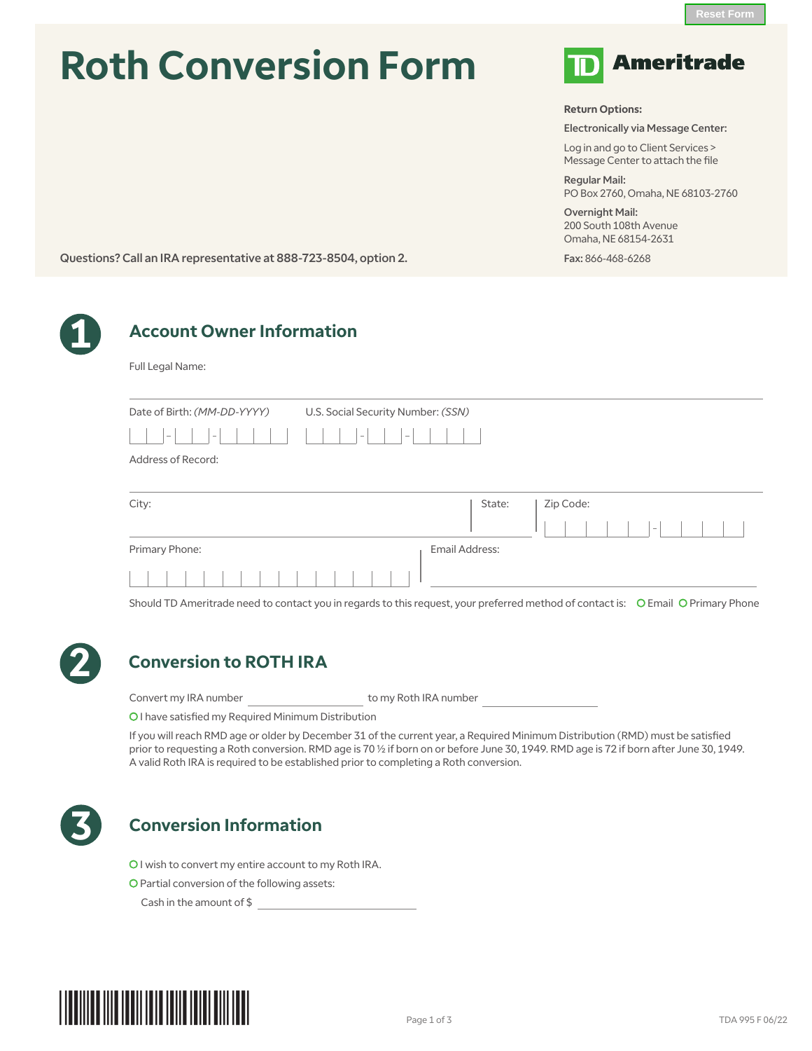# Roth Conversion Form

**TD Ameritrade**

**Return Options:**

**Electronically via Message Center:**

Log in and go to Client Services > Message Center to attach the file

**Regular Mail:**
PO Box 2760, Omaha, NE 68103-2760

**Overnight Mail:**
200 South 108th Avenue
Omaha, NE 68154-2631

**Fax:** 866-468-6268

Questions? Call an IRA representative at 888-723-8504, option 2.

## 1 Account Owner Information

Full Legal Name: ______________________________

Date of Birth: *(MM-DD-YYYY)* ___-___-_____

U.S. Social Security Number: *(SSN)* ___-__-____

Address of Record: ______________________________

City: ____________ State: ____ Zip Code: _____-____

Primary Phone: ______________

Email Address: ______________

Should TD Ameritrade need to contact you in regards to this request, your preferred method of contact is: ○ Email ○ Primary Phone

## 2 Conversion to ROTH IRA

Convert my IRA number ______________ to my Roth IRA number ______________

○ I have satisfied my Required Minimum Distribution

If you will reach RMD age or older by December 31 of the current year, a Required Minimum Distribution (RMD) must be satisfied prior to requesting a Roth conversion. RMD age is 70 ½ if born on or before June 30, 1949. RMD age is 72 if born after June 30, 1949. A valid Roth IRA is required to be established prior to completing a Roth conversion.

## 3 Conversion Information

○ I wish to convert my entire account to my Roth IRA.

○ Partial conversion of the following assets:

Cash in the amount of $ ______________

TDA 995 F 06/22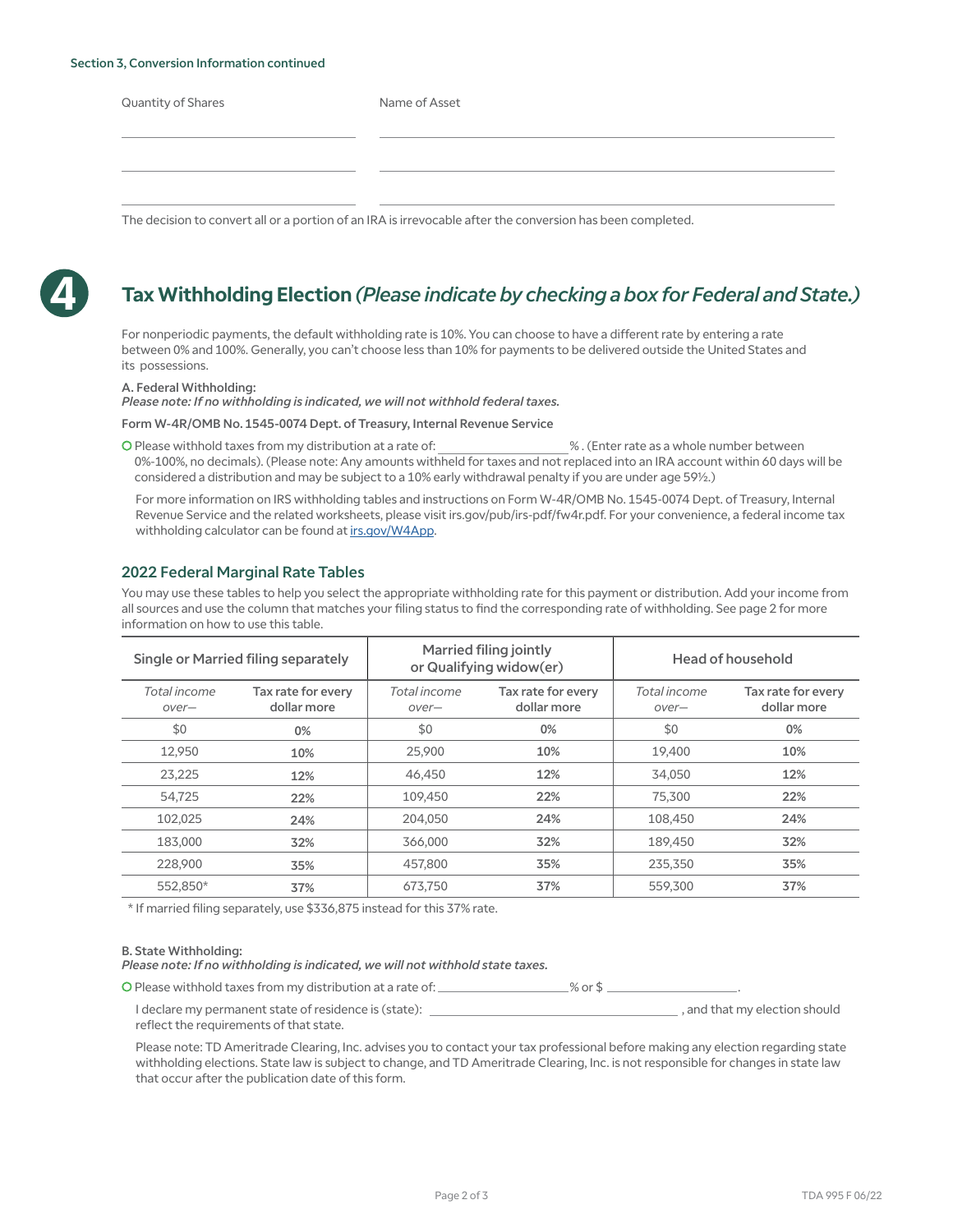Section 3, Conversion Information continued

| Quantity of Shares | Name of Asset |
| --- | --- |
| | |
| | |
| | |

The decision to convert all or a portion of an IRA is irrevocable after the conversion has been completed.

## 4 Tax Withholding Election *(Please indicate by checking a box for Federal and State.)*

For nonperiodic payments, the default withholding rate is 10%. You can choose to have a different rate by entering a rate between 0% and 100%. Generally, you can't choose less than 10% for payments to be delivered outside the United States and its possessions.

**A. Federal Withholding:**
***Please note: If no withholding is indicated, we will not withhold federal taxes.***

**Form W-4R/OMB No. 1545-0074 Dept. of Treasury, Internal Revenue Service**

○ Please withhold taxes from my distribution at a rate of: ___________ %. (Enter rate as a whole number between 0%-100%, no decimals). (Please note: Any amounts withheld for taxes and not replaced into an IRA account within 60 days will be considered a distribution and may be subject to a 10% early withdrawal penalty if you are under age 59½.)

For more information on IRS withholding tables and instructions on Form W-4R/OMB No. 1545-0074 Dept. of Treasury, Internal Revenue Service and the related worksheets, please visit irs.gov/pub/irs-pdf/fw4r.pdf. For your convenience, a federal income tax withholding calculator can be found at irs.gov/W4App.

### 2022 Federal Marginal Rate Tables

You may use these tables to help you select the appropriate withholding rate for this payment or distribution. Add your income from all sources and use the column that matches your filing status to find the corresponding rate of withholding. See page 2 for more information on how to use this table.

| Single or Married filing separately | | Married filing jointly or Qualifying widow(er) | | Head of household | |
| --- | --- | --- | --- | --- | --- |
| *Total income over—* | **Tax rate for every dollar more** | *Total income over—* | **Tax rate for every dollar more** | *Total income over—* | **Tax rate for every dollar more** |
| $0 | 0% | $0 | 0% | $0 | 0% |
| 12,950 | 10% | 25,900 | 10% | 19,400 | 10% |
| 23,225 | 12% | 46,450 | 12% | 34,050 | 12% |
| 54,725 | 22% | 109,450 | 22% | 75,300 | 22% |
| 102,025 | 24% | 204,050 | 24% | 108,450 | 24% |
| 183,000 | 32% | 366,000 | 32% | 189,450 | 32% |
| 228,900 | 35% | 457,800 | 35% | 235,350 | 35% |
| 552,850* | 37% | 673,750 | 37% | 559,300 | 37% |

\* If married filing separately, use $336,875 instead for this 37% rate.

**B. State Withholding:**
***Please note: If no withholding is indicated, we will not withhold state taxes.***

○ Please withhold taxes from my distribution at a rate of: ___________ % or $ ___________.

I declare my permanent state of residence is (state): ___________________, and that my election should reflect the requirements of that state.

Please note: TD Ameritrade Clearing, Inc. advises you to contact your tax professional before making any election regarding state withholding elections. State law is subject to change, and TD Ameritrade Clearing, Inc. is not responsible for changes in state law that occur after the publication date of this form.

TDA 995 F 06/22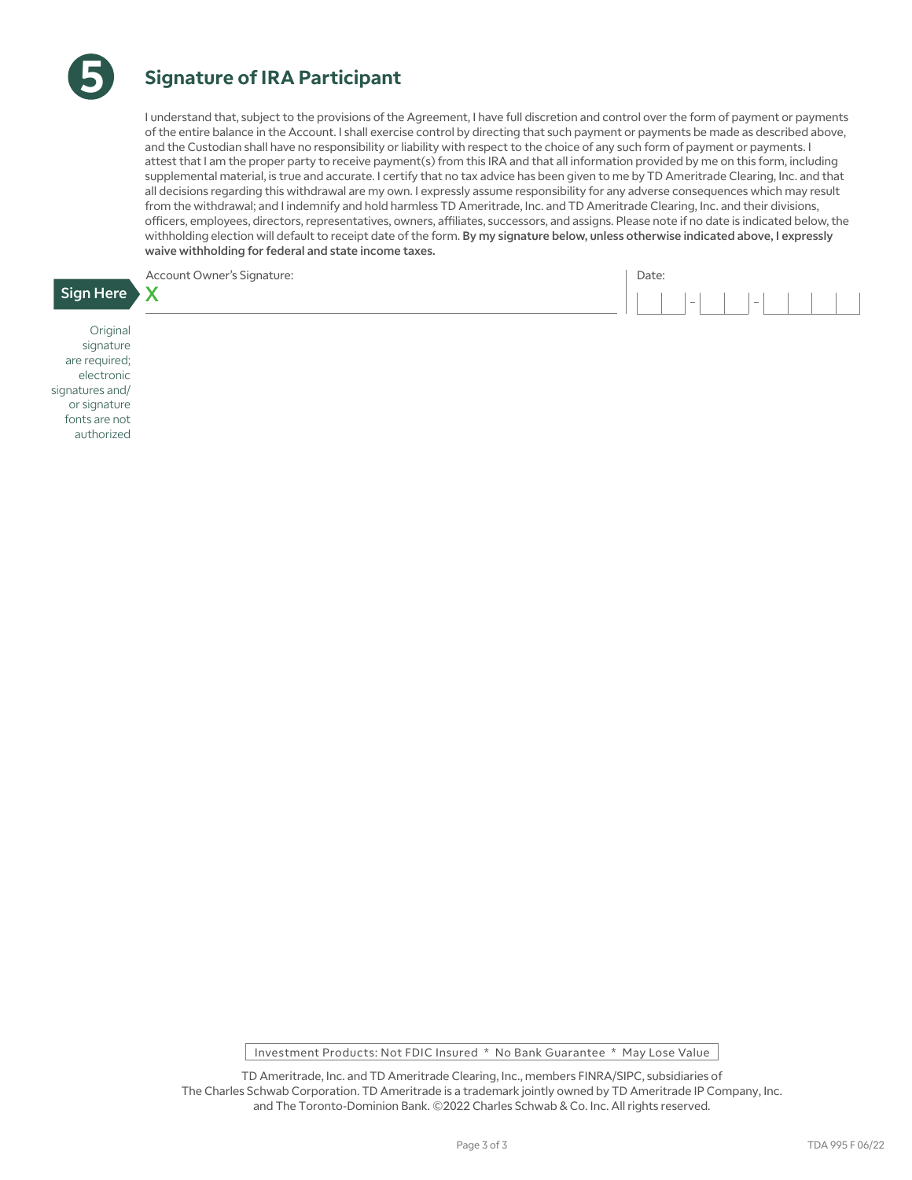## 5 Signature of IRA Participant

I understand that, subject to the provisions of the Agreement, I have full discretion and control over the form of payment or payments of the entire balance in the Account. I shall exercise control by directing that such payment or payments be made as described above, and the Custodian shall have no responsibility or liability with respect to the choice of any such form of payment or payments. I attest that I am the proper party to receive payment(s) from this IRA and that all information provided by me on this form, including supplemental material, is true and accurate. I certify that no tax advice has been given to me by TD Ameritrade Clearing, Inc. and that all decisions regarding this withdrawal are my own. I expressly assume responsibility for any adverse consequences which may result from the withdrawal; and I indemnify and hold harmless TD Ameritrade, Inc. and TD Ameritrade Clearing, Inc. and their divisions, officers, employees, directors, representatives, owners, affiliates, successors, and assigns. Please note if no date is indicated below, the withholding election will default to receipt date of the form. **By my signature below, unless otherwise indicated above, I expressly waive withholding for federal and state income taxes.**

**Sign Here**

Account Owner's Signature:

X ______________________________

Date: __ __ – __ __ – __ __ __ __

Original signature are required; electronic signatures and/or signature fonts are not authorized

Investment Products: Not FDIC Insured * No Bank Guarantee * May Lose Value

TD Ameritrade, Inc. and TD Ameritrade Clearing, Inc., members FINRA/SIPC, subsidiaries of The Charles Schwab Corporation. TD Ameritrade is a trademark jointly owned by TD Ameritrade IP Company, Inc. and The Toronto-Dominion Bank. ©2022 Charles Schwab & Co. Inc. All rights reserved.

TDA 995 F 06/22